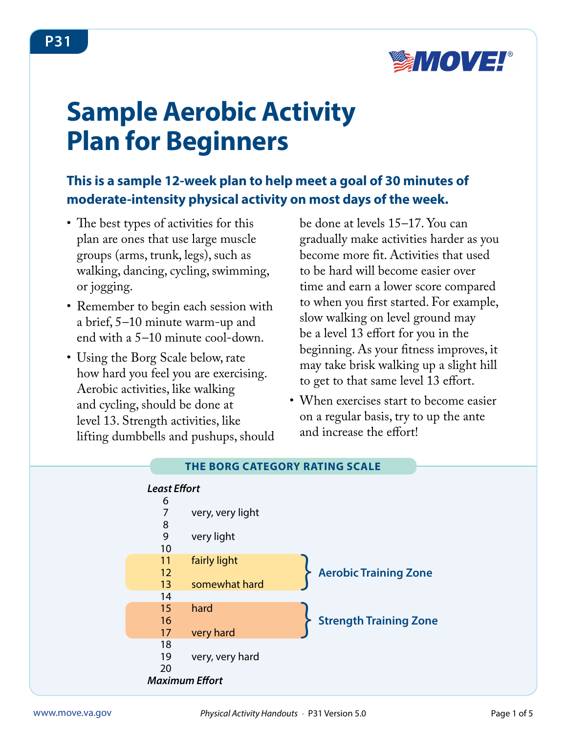P31

# Sample Aerobic Activity Plan for Beginners

**This is a sample 12-week plan to help meet a goal of 30 minutes of moderate-intensity physical activity on most days of the week.**

- The best types of activities for this plan are ones that use large muscle groups (arms, trunk, legs), such as walking, dancing, cycling, swimming, or jogging.
- Remember to begin each session with a brief, 5–10 minute warm-up and end with a 5–10 minute cool-down.
- Using the Borg Scale below, rate how hard you feel you are exercising. Aerobic activities, like walking and cycling, should be done at level 13. Strength activities, like lifting dumbbells and pushups, should be done at levels 15–17. You can gradually make activities harder as you become more fit. Activities that used to be hard will become easier over time and earn a lower score compared to when you first started. For example, slow walking on level ground may be a level 13 effort for you in the beginning. As your fitness improves, it may take brisk walking up a slight hill to get to that same level 13 effort.
- When exercises start to become easier on a regular basis, try to up the ante and increase the effort!

## THE BORG CATEGORY RATING SCALE

***Least Effort***

| Level | Description | Zone |
|---|---|---|
| 6 | | |
| 7 | very, very light | |
| 8 | | |
| 9 | very light | |
| 10 | | |
| 11 | fairly light | Aerobic Training Zone |
| 12 | | Aerobic Training Zone |
| 13 | somewhat hard | Aerobic Training Zone |
| 14 | | |
| 15 | hard | Strength Training Zone |
| 16 | | Strength Training Zone |
| 17 | very hard | Strength Training Zone |
| 18 | | |
| 19 | very, very hard | |
| 20 | | |

***Maximum Effort***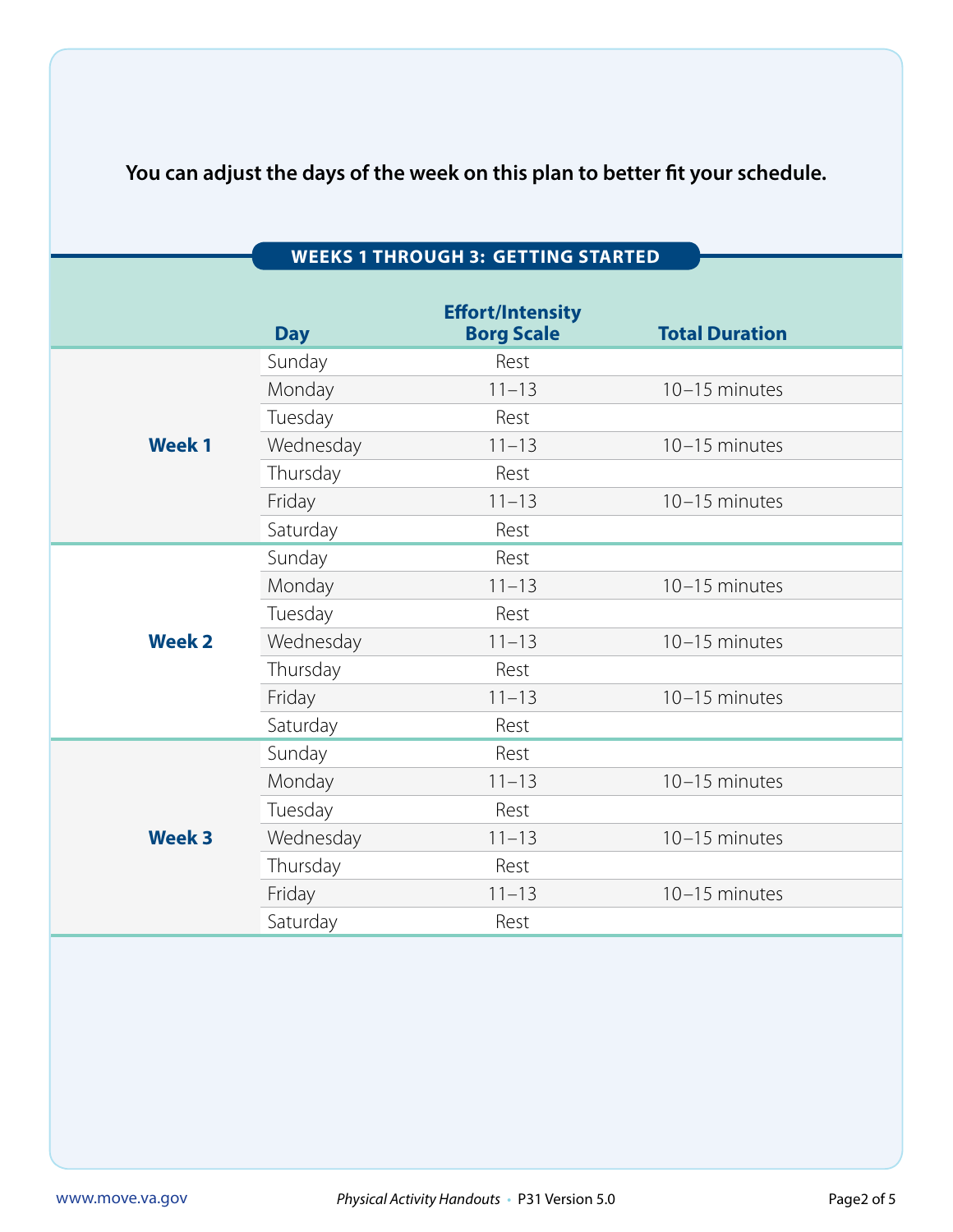**You can adjust the days of the week on this plan to better fit your schedule.**

## WEEKS 1 THROUGH 3: GETTING STARTED

| | Day | Effort/Intensity Borg Scale | Total Duration |
|---|---|---|---|
| **Week 1** | Sunday | Rest | |
| | Monday | 11–13 | 10–15 minutes |
| | Tuesday | Rest | |
| | Wednesday | 11–13 | 10–15 minutes |
| | Thursday | Rest | |
| | Friday | 11–13 | 10–15 minutes |
| | Saturday | Rest | |
| **Week 2** | Sunday | Rest | |
| | Monday | 11–13 | 10–15 minutes |
| | Tuesday | Rest | |
| | Wednesday | 11–13 | 10–15 minutes |
| | Thursday | Rest | |
| | Friday | 11–13 | 10–15 minutes |
| | Saturday | Rest | |
| **Week 3** | Sunday | Rest | |
| | Monday | 11–13 | 10–15 minutes |
| | Tuesday | Rest | |
| | Wednesday | 11–13 | 10–15 minutes |
| | Thursday | Rest | |
| | Friday | 11–13 | 10–15 minutes |
| | Saturday | Rest | |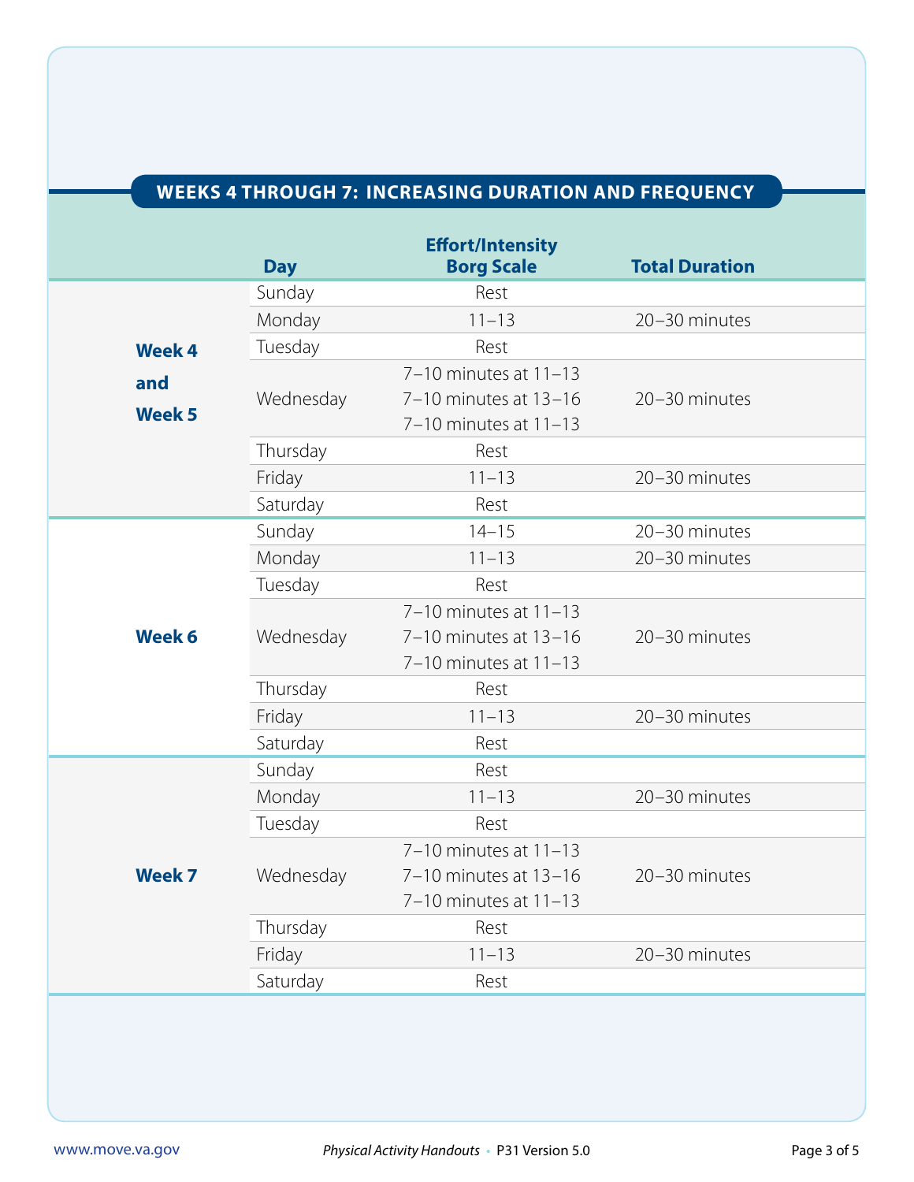## WEEKS 4 THROUGH 7: INCREASING DURATION AND FREQUENCY

| | Day | Effort/Intensity Borg Scale | Total Duration |
|---|---|---|---|
| **Week 4 and Week 5** | Sunday | Rest | |
| | Monday | 11–13 | 20–30 minutes |
| | Tuesday | Rest | |
| | Wednesday | 7–10 minutes at 11–13<br>7–10 minutes at 13–16<br>7–10 minutes at 11–13 | 20–30 minutes |
| | Thursday | Rest | |
| | Friday | 11–13 | 20–30 minutes |
| | Saturday | Rest | |
| **Week 6** | Sunday | 14–15 | 20–30 minutes |
| | Monday | 11–13 | 20–30 minutes |
| | Tuesday | Rest | |
| | Wednesday | 7–10 minutes at 11–13<br>7–10 minutes at 13–16<br>7–10 minutes at 11–13 | 20–30 minutes |
| | Thursday | Rest | |
| | Friday | 11–13 | 20–30 minutes |
| | Saturday | Rest | |
| **Week 7** | Sunday | Rest | |
| | Monday | 11–13 | 20–30 minutes |
| | Tuesday | Rest | |
| | Wednesday | 7–10 minutes at 11–13<br>7–10 minutes at 13–16<br>7–10 minutes at 11–13 | 20–30 minutes |
| | Thursday | Rest | |
| | Friday | 11–13 | 20–30 minutes |
| | Saturday | Rest | |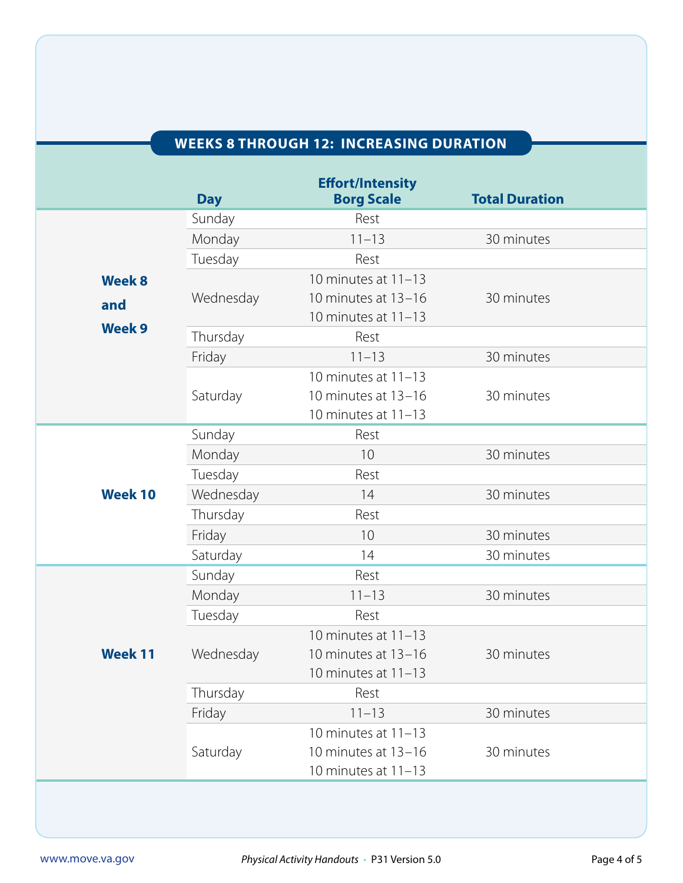## WEEKS 8 THROUGH 12: INCREASING DURATION

| | Day | Effort/Intensity Borg Scale | Total Duration |
|---|---|---|---|
| **Week 8 and Week 9** | Sunday | Rest | |
| | Monday | 11–13 | 30 minutes |
| | Tuesday | Rest | |
| | Wednesday | 10 minutes at 11–13<br>10 minutes at 13–16<br>10 minutes at 11–13 | 30 minutes |
| | Thursday | Rest | |
| | Friday | 11–13 | 30 minutes |
| | Saturday | 10 minutes at 11–13<br>10 minutes at 13–16<br>10 minutes at 11–13 | 30 minutes |
| **Week 10** | Sunday | Rest | |
| | Monday | 10 | 30 minutes |
| | Tuesday | Rest | |
| | Wednesday | 14 | 30 minutes |
| | Thursday | Rest | |
| | Friday | 10 | 30 minutes |
| | Saturday | 14 | 30 minutes |
| **Week 11** | Sunday | Rest | |
| | Monday | 11–13 | 30 minutes |
| | Tuesday | Rest | |
| | Wednesday | 10 minutes at 11–13<br>10 minutes at 13–16<br>10 minutes at 11–13 | 30 minutes |
| | Thursday | Rest | |
| | Friday | 11–13 | 30 minutes |
| | Saturday | 10 minutes at 11–13<br>10 minutes at 13–16<br>10 minutes at 11–13 | 30 minutes |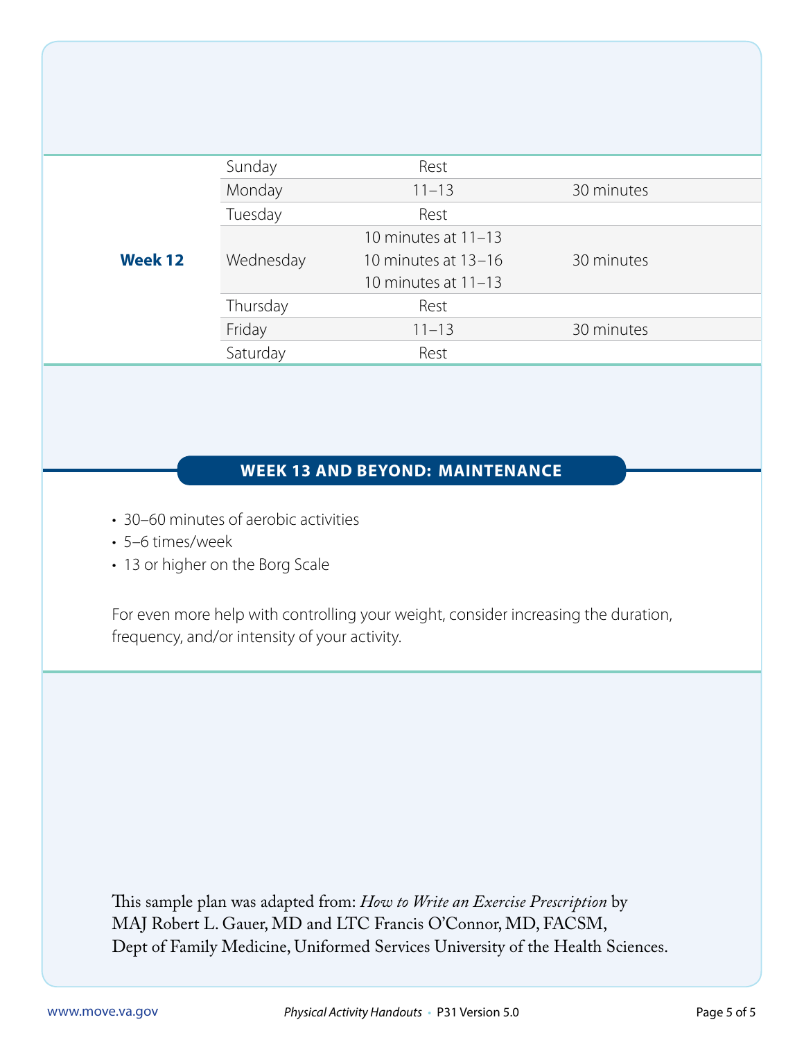| | | | |
|---|---|---|---|
| **Week 12** | Sunday | Rest | |
| | Monday | 11–13 | 30 minutes |
| | Tuesday | Rest | |
| | Wednesday | 10 minutes at 11–13<br>10 minutes at 13–16<br>10 minutes at 11–13 | 30 minutes |
| | Thursday | Rest | |
| | Friday | 11–13 | 30 minutes |
| | Saturday | Rest | |

## WEEK 13 AND BEYOND: MAINTENANCE

- 30–60 minutes of aerobic activities
- 5–6 times/week
- 13 or higher on the Borg Scale

For even more help with controlling your weight, consider increasing the duration, frequency, and/or intensity of your activity.

This sample plan was adapted from: *How to Write an Exercise Prescription* by MAJ Robert L. Gauer, MD and LTC Francis O'Connor, MD, FACSM, Dept of Family Medicine, Uniformed Services University of the Health Sciences.